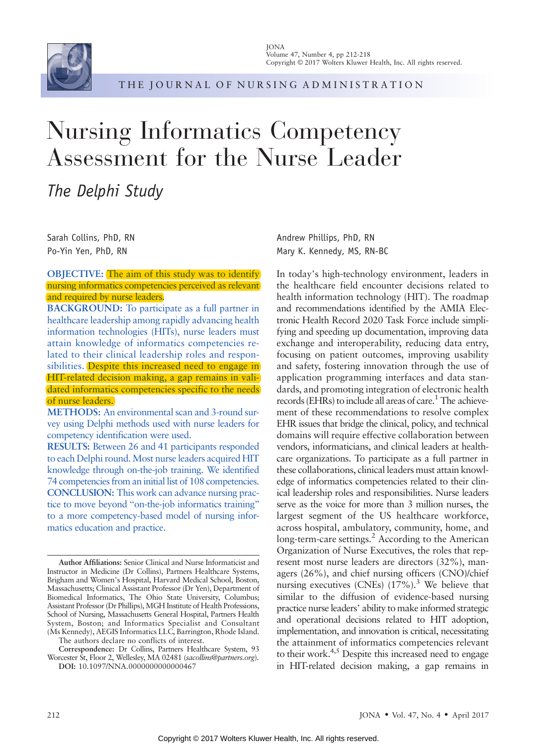# Nursing Informatics Competency Assessment for the Nurse Leader

## *The Delphi Study*

Sarah Collins, PhD, RN
Po-Yin Yen, PhD, RN
Andrew Phillips, PhD, RN
Mary K. Kennedy, MS, RN-BC

**OBJECTIVE:** The aim of this study was to identify nursing informatics competencies perceived as relevant and required by nurse leaders.
**BACKGROUND:** To participate as a full partner in healthcare leadership among rapidly advancing health information technologies (HITs), nurse leaders must attain knowledge of informatics competencies related to their clinical leadership roles and responsibilities. Despite this increased need to engage in HIT-related decision making, a gap remains in validated informatics competencies specific to the needs of nurse leaders.
**METHODS:** An environmental scan and 3-round survey using Delphi methods used with nurse leaders for competency identification were used.
**RESULTS:** Between 26 and 41 participants responded to each Delphi round. Most nurse leaders acquired HIT knowledge through on-the-job training. We identified 74 competencies from an initial list of 108 competencies.
**CONCLUSION:** This work can advance nursing practice to move beyond "on-the-job informatics training" to a more competency-based model of nursing informatics education and practice.

**Author Affiliations:** Senior Clinical and Nurse Informaticist and Instructor in Medicine (Dr Collins), Partners Healthcare Systems, Brigham and Women's Hospital, Harvard Medical School, Boston, Massachusetts; Clinical Assistant Professor (Dr Yen), Department of Biomedical Informatics, The Ohio State University, Columbus; Assistant Professor (Dr Phillips), MGH Institute of Health Professions, School of Nursing, Massachusetts General Hospital, Partners Health System, Boston; and Informatics Specialist and Consultant (Ms Kennedy), AEGIS Informatics LLC, Barrington, Rhode Island.
The authors declare no conflicts of interest.
**Correspondence:** Dr Collins, Partners Healthcare System, 93 Worcester St, Floor 2, Wellesley, MA 02481 (*sacollins@partners.org*).
**DOI:** 10.1097/NNA.0000000000000467

In today's high-technology environment, leaders in the healthcare field encounter decisions related to health information technology (HIT). The roadmap and recommendations identified by the AMIA Electronic Health Record 2020 Task Force include simplifying and speeding up documentation, improving data exchange and interoperability, reducing data entry, focusing on patient outcomes, improving usability and safety, fostering innovation through the use of application programming interfaces and data standards, and promoting integration of electronic health records (EHRs) to include all areas of care.[1] The achievement of these recommendations to resolve complex EHR issues that bridge the clinical, policy, and technical domains will require effective collaboration between vendors, informaticians, and clinical leaders at healthcare organizations. To participate as a full partner in these collaborations, clinical leaders must attain knowledge of informatics competencies related to their clinical leadership roles and responsibilities. Nurse leaders serve as the voice for more than 3 million nurses, the largest segment of the US healthcare workforce, across hospital, ambulatory, community, home, and long-term-care settings.[2] According to the American Organization of Nurse Executives, the roles that represent most nurse leaders are directors (32%), managers (26%), and chief nursing officers (CNO)/chief nursing executives (CNEs) (17%).[3] We believe that similar to the diffusion of evidence-based nursing practice nurse leaders' ability to make informed strategic and operational decisions related to HIT adoption, implementation, and innovation is critical, necessitating the attainment of informatics competencies relevant to their work.[4,5] Despite this increased need to engage in HIT-related decision making, a gap remains in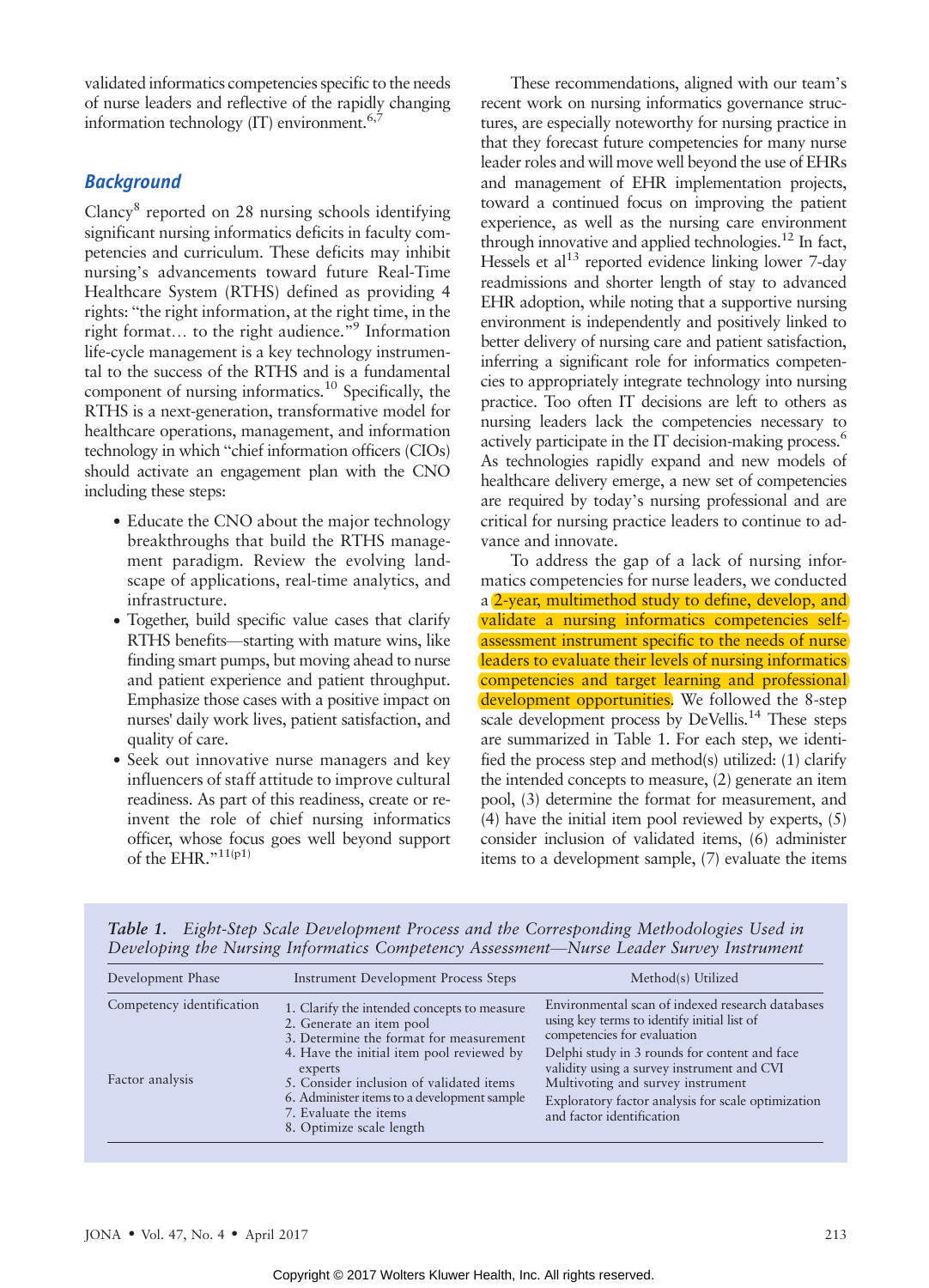validated informatics competencies specific to the needs of nurse leaders and reflective of the rapidly changing information technology (IT) environment.[6,7]

## Background

Clancy[8] reported on 28 nursing schools identifying significant nursing informatics deficits in faculty competencies and curriculum. These deficits may inhibit nursing's advancements toward future Real-Time Healthcare System (RTHS) defined as providing 4 rights: "the right information, at the right time, in the right format… to the right audience."[9] Information life-cycle management is a key technology instrumental to the success of the RTHS and is a fundamental component of nursing informatics.[10] Specifically, the RTHS is a next-generation, transformative model for healthcare operations, management, and information technology in which "chief information officers (CIOs) should activate an engagement plan with the CNO including these steps:

- Educate the CNO about the major technology breakthroughs that build the RTHS management paradigm. Review the evolving landscape of applications, real-time analytics, and infrastructure.
- Together, build specific value cases that clarify RTHS benefits—starting with mature wins, like finding smart pumps, but moving ahead to nurse and patient experience and patient throughput. Emphasize those cases with a positive impact on nurses' daily work lives, patient satisfaction, and quality of care.
- Seek out innovative nurse managers and key influencers of staff attitude to improve cultural readiness. As part of this readiness, create or reinvent the role of chief nursing informatics officer, whose focus goes well beyond support of the EHR."[11(p1)]

These recommendations, aligned with our team's recent work on nursing informatics governance structures, are especially noteworthy for nursing practice in that they forecast future competencies for many nurse leader roles and will move well beyond the use of EHRs and management of EHR implementation projects, toward a continued focus on improving the patient experience, as well as the nursing care environment through innovative and applied technologies.[12] In fact, Hessels et al[13] reported evidence linking lower 7-day readmissions and shorter length of stay to advanced EHR adoption, while noting that a supportive nursing environment is independently and positively linked to better delivery of nursing care and patient satisfaction, inferring a significant role for informatics competencies to appropriately integrate technology into nursing practice. Too often IT decisions are left to others as nursing leaders lack the competencies necessary to actively participate in the IT decision-making process.[6] As technologies rapidly expand and new models of healthcare delivery emerge, a new set of competencies are required by today's nursing professional and are critical for nursing practice leaders to continue to advance and innovate.

To address the gap of a lack of nursing informatics competencies for nurse leaders, we conducted a 2-year, multimethod study to define, develop, and validate a nursing informatics competencies self-assessment instrument specific to the needs of nurse leaders to evaluate their levels of nursing informatics competencies and target learning and professional development opportunities. We followed the 8-step scale development process by DeVellis.[14] These steps are summarized in Table 1. For each step, we identified the process step and method(s) utilized: (1) clarify the intended concepts to measure, (2) generate an item pool, (3) determine the format for measurement, and (4) have the initial item pool reviewed by experts, (5) consider inclusion of validated items, (6) administer items to a development sample, (7) evaluate the items

*Table 1. Eight-Step Scale Development Process and the Corresponding Methodologies Used in Developing the Nursing Informatics Competency Assessment—Nurse Leader Survey Instrument*

| Development Phase | Instrument Development Process Steps | Method(s) Utilized |
|---|---|---|
| Competency identification | 1. Clarify the intended concepts to measure<br>2. Generate an item pool<br>3. Determine the format for measurement | Environmental scan of indexed research databases using key terms to identify initial list of competencies for evaluation |
| | 4. Have the initial item pool reviewed by experts | Delphi study in 3 rounds for content and face validity using a survey instrument and CVI |
| Factor analysis | 5. Consider inclusion of validated items<br>6. Administer items to a development sample | Multivoting and survey instrument |
| | 7. Evaluate the items<br>8. Optimize scale length | Exploratory factor analysis for scale optimization and factor identification |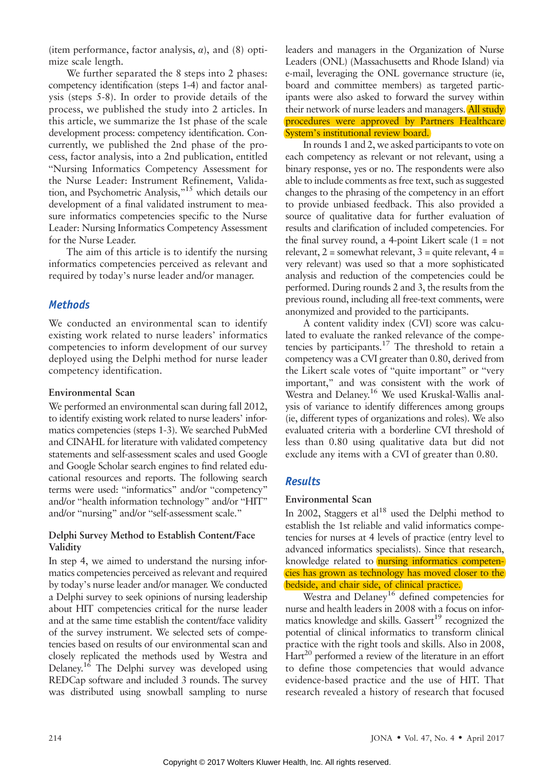(item performance, factor analysis, α), and (8) optimize scale length.

We further separated the 8 steps into 2 phases: competency identification (steps 1-4) and factor analysis (steps 5-8). In order to provide details of the process, we published the study into 2 articles. In this article, we summarize the 1st phase of the scale development process: competency identification. Concurrently, we published the 2nd phase of the process, factor analysis, into a 2nd publication, entitled "Nursing Informatics Competency Assessment for the Nurse Leader: Instrument Refinement, Validation, and Psychometric Analysis,"[15] which details our development of a final validated instrument to measure informatics competencies specific to the Nurse Leader: Nursing Informatics Competency Assessment for the Nurse Leader.

The aim of this article is to identify the nursing informatics competencies perceived as relevant and required by today's nurse leader and/or manager.

## Methods

We conducted an environmental scan to identify existing work related to nurse leaders' informatics competencies to inform development of our survey deployed using the Delphi method for nurse leader competency identification.

### Environmental Scan

We performed an environmental scan during fall 2012, to identify existing work related to nurse leaders' informatics competencies (steps 1-3). We searched PubMed and CINAHL for literature with validated competency statements and self-assessment scales and used Google and Google Scholar search engines to find related educational resources and reports. The following search terms were used: "informatics" and/or "competency" and/or "health information technology" and/or "HIT" and/or "nursing" and/or "self-assessment scale."

### Delphi Survey Method to Establish Content/Face Validity

In step 4, we aimed to understand the nursing informatics competencies perceived as relevant and required by today's nurse leader and/or manager. We conducted a Delphi survey to seek opinions of nursing leadership about HIT competencies critical for the nurse leader and at the same time establish the content/face validity of the survey instrument. We selected sets of competencies based on results of our environmental scan and closely replicated the methods used by Westra and Delaney.[16] The Delphi survey was developed using REDCap software and included 3 rounds. The survey was distributed using snowball sampling to nurse leaders and managers in the Organization of Nurse Leaders (ONL) (Massachusetts and Rhode Island) via e-mail, leveraging the ONL governance structure (ie, board and committee members) as targeted participants were also asked to forward the survey within their network of nurse leaders and managers. All study procedures were approved by Partners Healthcare System's institutional review board.

In rounds 1 and 2, we asked participants to vote on each competency as relevant or not relevant, using a binary response, yes or no. The respondents were also able to include comments as free text, such as suggested changes to the phrasing of the competency in an effort to provide unbiased feedback. This also provided a source of qualitative data for further evaluation of results and clarification of included competencies. For the final survey round, a 4-point Likert scale (1 = not relevant, 2 = somewhat relevant, 3 = quite relevant, 4 = very relevant) was used so that a more sophisticated analysis and reduction of the competencies could be performed. During rounds 2 and 3, the results from the previous round, including all free-text comments, were anonymized and provided to the participants.

A content validity index (CVI) score was calculated to evaluate the ranked relevance of the competencies by participants.[17] The threshold to retain a competency was a CVI greater than 0.80, derived from the Likert scale votes of "quite important" or "very important," and was consistent with the work of Westra and Delaney.[16] We used Kruskal-Wallis analysis of variance to identify differences among groups (ie, different types of organizations and roles). We also evaluated criteria with a borderline CVI threshold of less than 0.80 using qualitative data but did not exclude any items with a CVI of greater than 0.80.

## Results

### Environmental Scan

In 2002, Staggers et al[18] used the Delphi method to establish the 1st reliable and valid informatics competencies for nurses at 4 levels of practice (entry level to advanced informatics specialists). Since that research, knowledge related to nursing informatics competencies has grown as technology has moved closer to the bedside, and chair side, of clinical practice.

Westra and Delaney[16] defined competencies for nurse and health leaders in 2008 with a focus on informatics knowledge and skills. Gassert[19] recognized the potential of clinical informatics to transform clinical practice with the right tools and skills. Also in 2008, Hart[20] performed a review of the literature in an effort to define those competencies that would advance evidence-based practice and the use of HIT. That research revealed a history of research that focused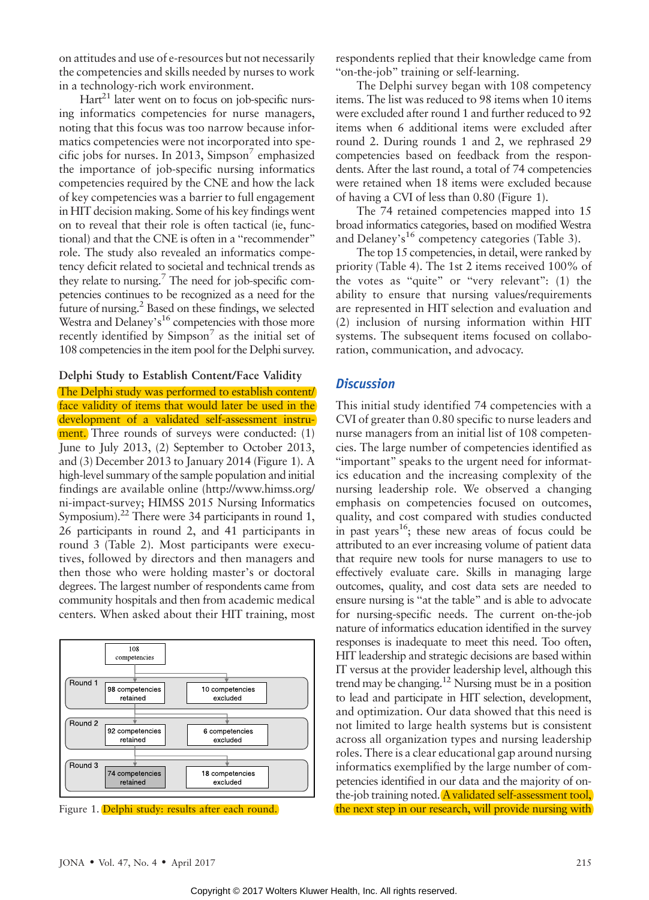on attitudes and use of e-resources but not necessarily the competencies and skills needed by nurses to work in a technology-rich work environment.

Hart[21] later went on to focus on job-specific nursing informatics competencies for nurse managers, noting that this focus was too narrow because informatics competencies were not incorporated into specific jobs for nurses. In 2013, Simpson[7] emphasized the importance of job-specific nursing informatics competencies required by the CNE and how the lack of key competencies was a barrier to full engagement in HIT decision making. Some of his key findings went on to reveal that their role is often tactical (ie, functional) and that the CNE is often in a "recommender" role. The study also revealed an informatics competency deficit related to societal and technical trends as they relate to nursing.[7] The need for job-specific competencies continues to be recognized as a need for the future of nursing.[2] Based on these findings, we selected Westra and Delaney's[16] competencies with those more recently identified by Simpson[7] as the initial set of 108 competencies in the item pool for the Delphi survey.

### Delphi Study to Establish Content/Face Validity

The Delphi study was performed to establish content/face validity of items that would later be used in the development of a validated self-assessment instrument. Three rounds of surveys were conducted: (1) June to July 2013, (2) September to October 2013, and (3) December 2013 to January 2014 (Figure 1). A high-level summary of the sample population and initial findings are available online (http://www.himss.org/ni-impact-survey; HIMSS 2015 Nursing Informatics Symposium).[22] There were 34 participants in round 1, 26 participants in round 2, and 41 participants in round 3 (Table 2). Most participants were executives, followed by directors and then managers and then those who were holding master's or doctoral degrees. The largest number of respondents came from community hospitals and then from academic medical centers. When asked about their HIT training, most respondents replied that their knowledge came from "on-the-job" training or self-learning.

108 competencies

| | Retained | Excluded |
|---|---|---|
| Round 1 | 98 competencies retained | 10 competencies excluded |
| Round 2 | 92 competencies retained | 6 competencies excluded |
| Round 3 | 74 competencies retained | 18 competencies excluded |

Figure 1. Delphi study: results after each round.

The Delphi survey began with 108 competency items. The list was reduced to 98 items when 10 items were excluded after round 1 and further reduced to 92 items when 6 additional items were excluded after round 2. During rounds 1 and 2, we rephrased 29 competencies based on feedback from the respondents. After the last round, a total of 74 competencies were retained when 18 items were excluded because of having a CVI of less than 0.80 (Figure 1).

The 74 retained competencies mapped into 15 broad informatics categories, based on modified Westra and Delaney's[16] competency categories (Table 3).

The top 15 competencies, in detail, were ranked by priority (Table 4). The 1st 2 items received 100% of the votes as "quite" or "very relevant": (1) the ability to ensure that nursing values/requirements are represented in HIT selection and evaluation and (2) inclusion of nursing information within HIT systems. The subsequent items focused on collaboration, communication, and advocacy.

## Discussion

This initial study identified 74 competencies with a CVI of greater than 0.80 specific to nurse leaders and nurse managers from an initial list of 108 competencies. The large number of competencies identified as "important" speaks to the urgent need for informatics education and the increasing complexity of the nursing leadership role. We observed a changing emphasis on competencies focused on outcomes, quality, and cost compared with studies conducted in past years[16]; these new areas of focus could be attributed to an ever increasing volume of patient data that require new tools for nurse managers to use to effectively evaluate care. Skills in managing large outcomes, quality, and cost data sets are needed to ensure nursing is "at the table" and is able to advocate for nursing-specific needs. The current on-the-job nature of informatics education identified in the survey responses is inadequate to meet this need. Too often, HIT leadership and strategic decisions are based within IT versus at the provider leadership level, although this trend may be changing.[12] Nursing must be in a position to lead and participate in HIT selection, development, and optimization. Our data showed that this need is not limited to large health systems but is consistent across all organization types and nursing leadership roles. There is a clear educational gap around nursing informatics exemplified by the large number of competencies identified in our data and the majority of on-the-job training noted. A validated self-assessment tool, the next step in our research, will provide nursing with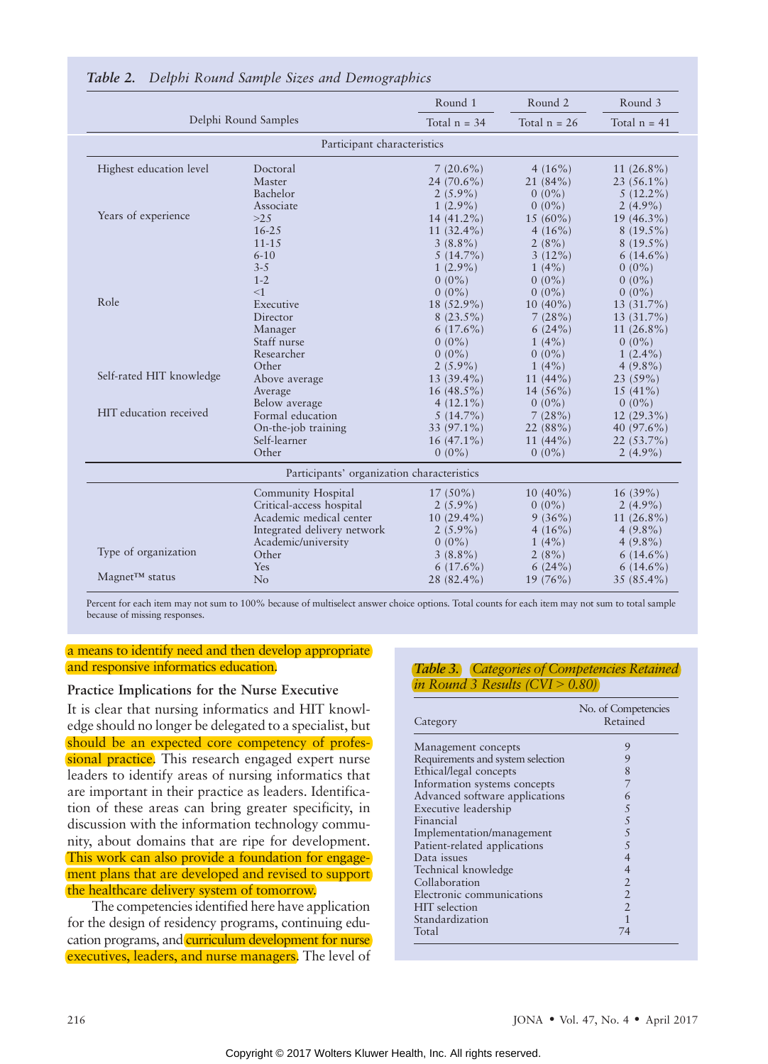*Table 2. Delphi Round Sample Sizes and Demographics*

| Delphi Round Samples | | Round 1 Total n = 34 | Round 2 Total n = 26 | Round 3 Total n = 41 |
|---|---|---|---|---|
| Participant characteristics | | | | |
| Highest education level | Doctoral | 7 (20.6%) | 4 (16%) | 11 (26.8%) |
| | Master | 24 (70.6%) | 21 (84%) | 23 (56.1%) |
| | Bachelor | 2 (5.9%) | 0 (0%) | 5 (12.2%) |
| | Associate | 1 (2.9%) | 0 (0%) | 2 (4.9%) |
| Years of experience | >25 | 14 (41.2%) | 15 (60%) | 19 (46.3%) |
| | 16-25 | 11 (32.4%) | 4 (16%) | 8 (19.5%) |
| | 11-15 | 3 (8.8%) | 2 (8%) | 8 (19.5%) |
| | 6-10 | 5 (14.7%) | 3 (12%) | 6 (14.6%) |
| | 3-5 | 1 (2.9%) | 1 (4%) | 0 (0%) |
| | 1-2 | 0 (0%) | 0 (0%) | 0 (0%) |
| | <1 | 0 (0%) | 0 (0%) | 0 (0%) |
| Role | Executive | 18 (52.9%) | 10 (40%) | 13 (31.7%) |
| | Director | 8 (23.5%) | 7 (28%) | 13 (31.7%) |
| | Manager | 6 (17.6%) | 6 (24%) | 11 (26.8%) |
| | Staff nurse | 0 (0%) | 1 (4%) | 0 (0%) |
| | Researcher | 0 (0%) | 0 (0%) | 1 (2.4%) |
| | Other | 2 (5.9%) | 1 (4%) | 4 (9.8%) |
| Self-rated HIT knowledge | Above average | 13 (39.4%) | 11 (44%) | 23 (59%) |
| | Average | 16 (48.5%) | 14 (56%) | 15 (41%) |
| | Below average | 4 (12.1%) | 0 (0%) | 0 (0%) |
| HIT education received | Formal education | 5 (14.7%) | 7 (28%) | 12 (29.3%) |
| | On-the-job training | 33 (97.1%) | 22 (88%) | 40 (97.6%) |
| | Self-learner | 16 (47.1%) | 11 (44%) | 22 (53.7%) |
| | Other | 0 (0%) | 0 (0%) | 2 (4.9%) |
| Participants' organization characteristics | | | | |
| Type of organization | Community Hospital | 17 (50%) | 10 (40%) | 16 (39%) |
| | Critical-access hospital | 2 (5.9%) | 0 (0%) | 2 (4.9%) |
| | Academic medical center | 10 (29.4%) | 9 (36%) | 11 (26.8%) |
| | Integrated delivery network | 2 (5.9%) | 4 (16%) | 4 (9.8%) |
| | Academic/university | 0 (0%) | 1 (4%) | 4 (9.8%) |
| | Other | 3 (8.8%) | 2 (8%) | 6 (14.6%) |
| Magnet™ status | Yes | 6 (17.6%) | 6 (24%) | 6 (14.6%) |
| | No | 28 (82.4%) | 19 (76%) | 35 (85.4%) |

Percent for each item may not sum to 100% because of multiselect answer choice options. Total counts for each item may not sum to total sample because of missing responses.

a means to identify need and then develop appropriate and responsive informatics education.

### Practice Implications for the Nurse Executive

It is clear that nursing informatics and HIT knowledge should no longer be delegated to a specialist, but should be an expected core competency of professional practice. This research engaged expert nurse leaders to identify areas of nursing informatics that are important in their practice as leaders. Identification of these areas can bring greater specificity, in discussion with the information technology community, about domains that are ripe for development. This work can also provide a foundation for engagement plans that are developed and revised to support the healthcare delivery system of tomorrow.

The competencies identified here have application for the design of residency programs, continuing education programs, and curriculum development for nurse executives, leaders, and nurse managers. The level of

*Table 3. Categories of Competencies Retained in Round 3 Results (CVI > 0.80)*

| Category | No. of Competencies Retained |
|---|---|
| Management concepts | 9 |
| Requirements and system selection | 9 |
| Ethical/legal concepts | 8 |
| Information systems concepts | 7 |
| Advanced software applications | 6 |
| Executive leadership | 5 |
| Financial | 5 |
| Implementation/management | 5 |
| Patient-related applications | 5 |
| Data issues | 4 |
| Technical knowledge | 4 |
| Collaboration | 2 |
| Electronic communications | 2 |
| HIT selection | 2 |
| Standardization | 1 |
| Total | 74 |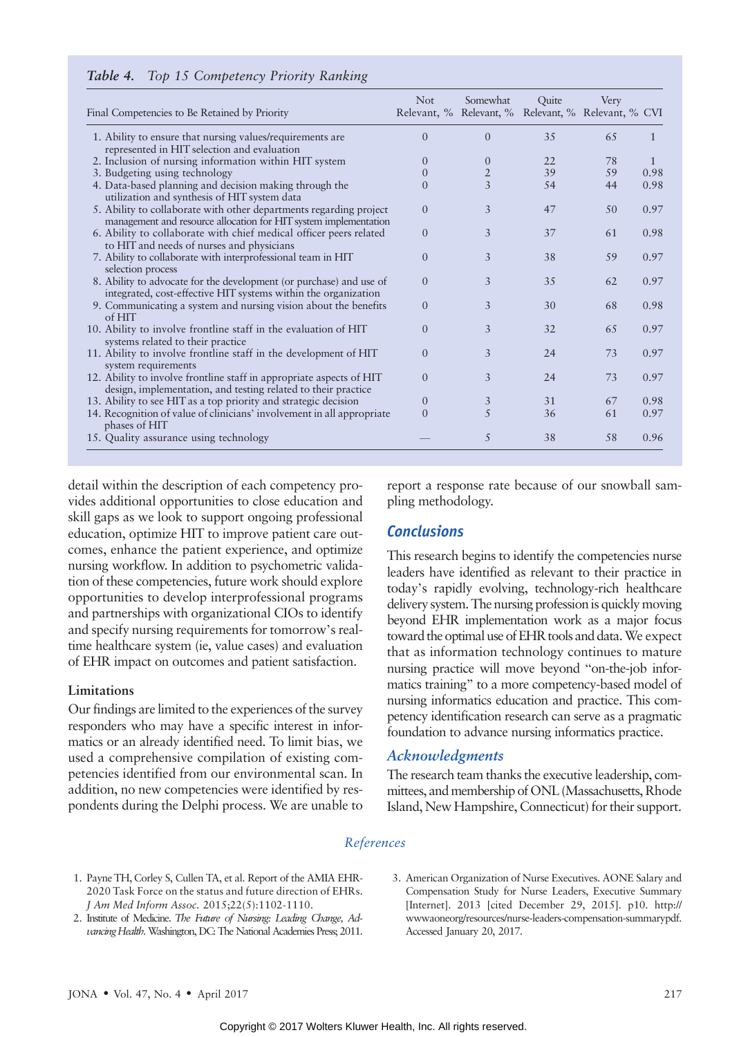*Table 4. Top 15 Competency Priority Ranking*

| Final Competencies to Be Retained by Priority | Not Relevant, % | Somewhat Relevant, % | Quite Relevant, % | Very Relevant, % | CVI |
|---|---|---|---|---|---|
| 1. Ability to ensure that nursing values/requirements are represented in HIT selection and evaluation | 0 | 0 | 35 | 65 | 1 |
| 2. Inclusion of nursing information within HIT system | 0 | 0 | 22 | 78 | 1 |
| 3. Budgeting using technology | 0 | 2 | 39 | 59 | 0.98 |
| 4. Data-based planning and decision making through the utilization and synthesis of HIT system data | 0 | 3 | 54 | 44 | 0.98 |
| 5. Ability to collaborate with other departments regarding project management and resource allocation for HIT system implementation | 0 | 3 | 47 | 50 | 0.97 |
| 6. Ability to collaborate with chief medical officer peers related to HIT and needs of nurses and physicians | 0 | 3 | 37 | 61 | 0.98 |
| 7. Ability to collaborate with interprofessional team in HIT selection process | 0 | 3 | 38 | 59 | 0.97 |
| 8. Ability to advocate for the development (or purchase) and use of integrated, cost-effective HIT systems within the organization | 0 | 3 | 35 | 62 | 0.97 |
| 9. Communicating a system and nursing vision about the benefits of HIT | 0 | 3 | 30 | 68 | 0.98 |
| 10. Ability to involve frontline staff in the evaluation of HIT systems related to their practice | 0 | 3 | 32 | 65 | 0.97 |
| 11. Ability to involve frontline staff in the development of HIT system requirements | 0 | 3 | 24 | 73 | 0.97 |
| 12. Ability to involve frontline staff in appropriate aspects of HIT design, implementation, and testing related to their practice | 0 | 3 | 24 | 73 | 0.97 |
| 13. Ability to see HIT as a top priority and strategic decision | 0 | 3 | 31 | 67 | 0.98 |
| 14. Recognition of value of clinicians' involvement in all appropriate phases of HIT | 0 | 5 | 36 | 61 | 0.97 |
| 15. Quality assurance using technology | — | 5 | 38 | 58 | 0.96 |

detail within the description of each competency provides additional opportunities to close education and skill gaps as we look to support ongoing professional education, optimize HIT to improve patient care outcomes, enhance the patient experience, and optimize nursing workflow. In addition to psychometric validation of these competencies, future work should explore opportunities to develop interprofessional programs and partnerships with organizational CIOs to identify and specify nursing requirements for tomorrow's real-time healthcare system (ie, value cases) and evaluation of EHR impact on outcomes and patient satisfaction.

### Limitations

Our findings are limited to the experiences of the survey responders who may have a specific interest in informatics or an already identified need. To limit bias, we used a comprehensive compilation of existing competencies identified from our environmental scan. In addition, no new competencies were identified by respondents during the Delphi process. We are unable to report a response rate because of our snowball sampling methodology.

## Conclusions

This research begins to identify the competencies nurse leaders have identified as relevant to their practice in today's rapidly evolving, technology-rich healthcare delivery system. The nursing profession is quickly moving beyond EHR implementation work as a major focus toward the optimal use of EHR tools and data. We expect that as information technology continues to mature nursing practice will move beyond "on-the-job informatics training" to a more competency-based model of nursing informatics education and practice. This competency identification research can serve as a pragmatic foundation to advance nursing informatics practice.

## Acknowledgments

The research team thanks the executive leadership, committees, and membership of ONL (Massachusetts, Rhode Island, New Hampshire, Connecticut) for their support.

## References

1. Payne TH, Corley S, Cullen TA, et al. Report of the AMIA EHR-2020 Task Force on the status and future direction of EHRs. *J Am Med Inform Assoc*. 2015;22(5):1102-1110.
2. Institute of Medicine. *The Future of Nursing: Leading Change, Advancing Health*. Washington, DC: The National Academies Press; 2011.
3. American Organization of Nurse Executives. AONE Salary and Compensation Study for Nurse Leaders, Executive Summary [Internet]. 2013 [cited December 29, 2015]. p10. http://wwwaoneorg/resources/nurse-leaders-compensation-summarypdf. Accessed January 20, 2017.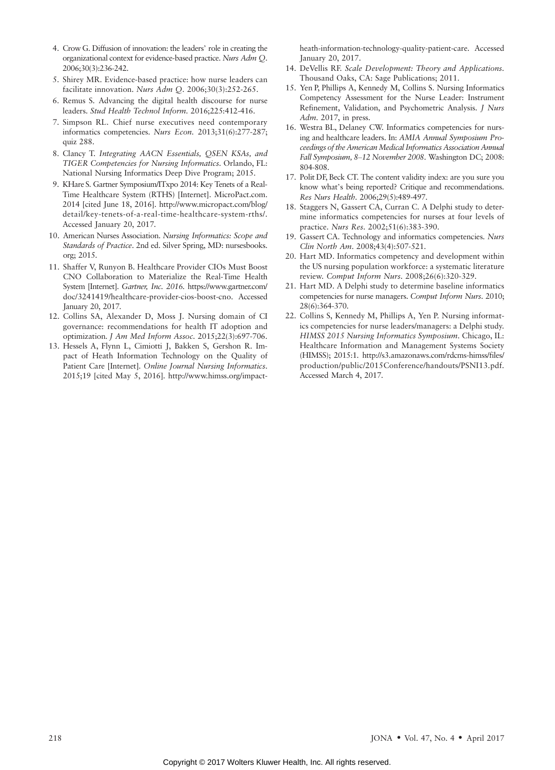4. Crow G. Diffusion of innovation: the leaders' role in creating the organizational context for evidence-based practice. *Nurs Adm Q*. 2006;30(3):236-242.
5. Shirey MR. Evidence-based practice: how nurse leaders can facilitate innovation. *Nurs Adm Q*. 2006;30(3):252-265.
6. Remus S. Advancing the digital health discourse for nurse leaders. *Stud Health Technol Inform*. 2016;225:412-416.
7. Simpson RL. Chief nurse executives need contemporary informatics competencies. *Nurs Econ*. 2013;31(6):277-287; quiz 288.
8. Clancy T. *Integrating AACN Essentials, QSEN KSAs, and TIGER Competencies for Nursing Informatics*. Orlando, FL: National Nursing Informatics Deep Dive Program; 2015.
9. KHare S. Gartner Symposium/ITxpo 2014: Key Tenets of a Real-Time Healthcare System (RTHS) [Internet]. MicroPact.com. 2014 [cited June 18, 2016]. http://www.micropact.com/blog/detail/key-tenets-of-a-real-time-healthcare-system-rths/. Accessed January 20, 2017.
10. American Nurses Association. *Nursing Informatics: Scope and Standards of Practice*. 2nd ed. Silver Spring, MD: nursesbooks.org; 2015.
11. Shaffer V, Runyon B. Healthcare Provider CIOs Must Boost CNO Collaboration to Materialize the Real-Time Health System [Internet]. *Gartner, Inc. 2016*. https://www.gartner.com/doc/3241419/healthcare-provider-cios-boost-cno. Accessed January 20, 2017.
12. Collins SA, Alexander D, Moss J. Nursing domain of CI governance: recommendations for health IT adoption and optimization. *J Am Med Inform Assoc*. 2015;22(3):697-706.
13. Hessels A, Flynn L, Cimiotti J, Bakken S, Gershon R. Impact of Heath Information Technology on the Quality of Patient Care [Internet]. *Online Journal Nursing Informatics*. 2015;19 [cited May 5, 2016]. http://www.himss.org/impact-heath-information-technology-quality-patient-care. Accessed January 20, 2017.
14. DeVellis RF. *Scale Development: Theory and Applications*. Thousand Oaks, CA: Sage Publications; 2011.
15. Yen P, Phillips A, Kennedy M, Collins S. Nursing Informatics Competency Assessment for the Nurse Leader: Instrument Refinement, Validation, and Psychometric Analysis. *J Nurs Adm*. 2017, in press.
16. Westra BL, Delaney CW. Informatics competencies for nursing and healthcare leaders. In: *AMIA Annual Symposium Proceedings of the American Medical Informatics Association Annual Fall Symposium, 8–12 November 2008*. Washington DC; 2008: 804-808.
17. Polit DF, Beck CT. The content validity index: are you sure you know what's being reported? Critique and recommendations. *Res Nurs Health*. 2006;29(5):489-497.
18. Staggers N, Gassert CA, Curran C. A Delphi study to determine informatics competencies for nurses at four levels of practice. *Nurs Res*. 2002;51(6):383-390.
19. Gassert CA. Technology and informatics competencies. *Nurs Clin North Am*. 2008;43(4):507-521.
20. Hart MD. Informatics competency and development within the US nursing population workforce: a systematic literature review. *Comput Inform Nurs*. 2008;26(6):320-329.
21. Hart MD. A Delphi study to determine baseline informatics competencies for nurse managers. *Comput Inform Nurs*. 2010; 28(6):364-370.
22. Collins S, Kennedy M, Phillips A, Yen P. Nursing informatics competencies for nurse leaders/managers: a Delphi study. *HIMSS 2015 Nursing Informatics Symposium*. Chicago, IL: Healthcare Information and Management Systems Society (HIMSS); 2015:1. http://s3.amazonaws.com/rdcms-himss/files/production/public/2015Conference/handouts/PSNI13.pdf. Accessed March 4, 2017.

Copyright © 2017 Wolters Kluwer Health, Inc. All rights reserved.